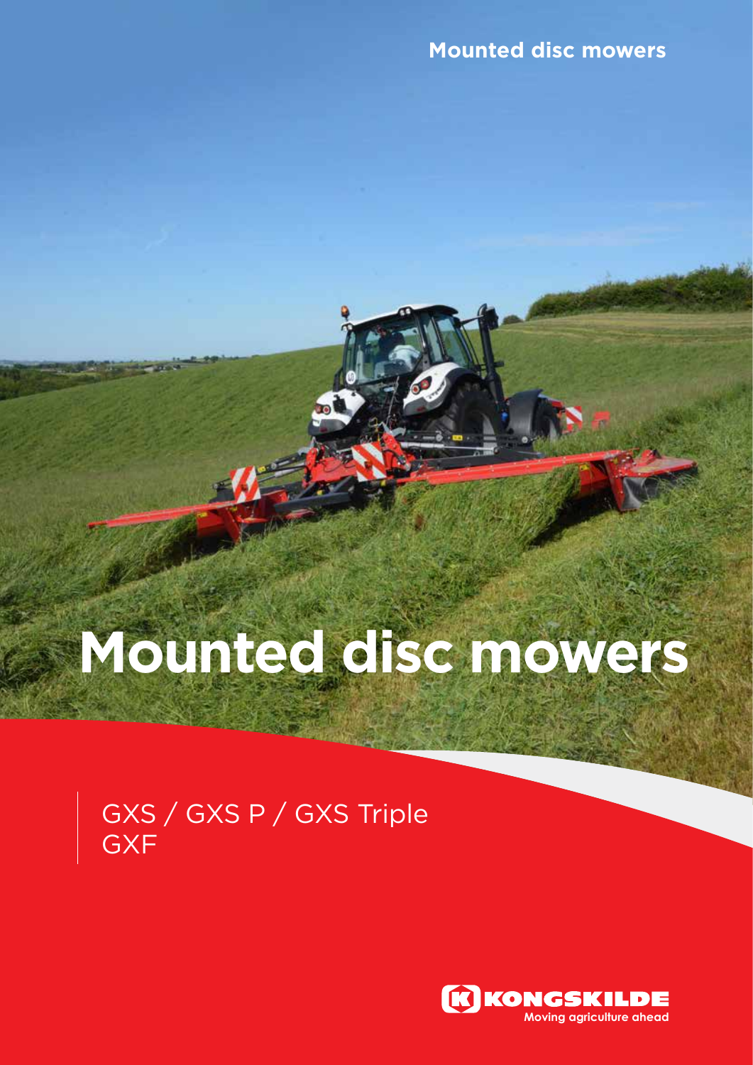Mounted disc mowers

# Mounted disc mowers

GXS / GXS P / GXS Triple
GXF

KONGSKILDE
Moving agriculture ahead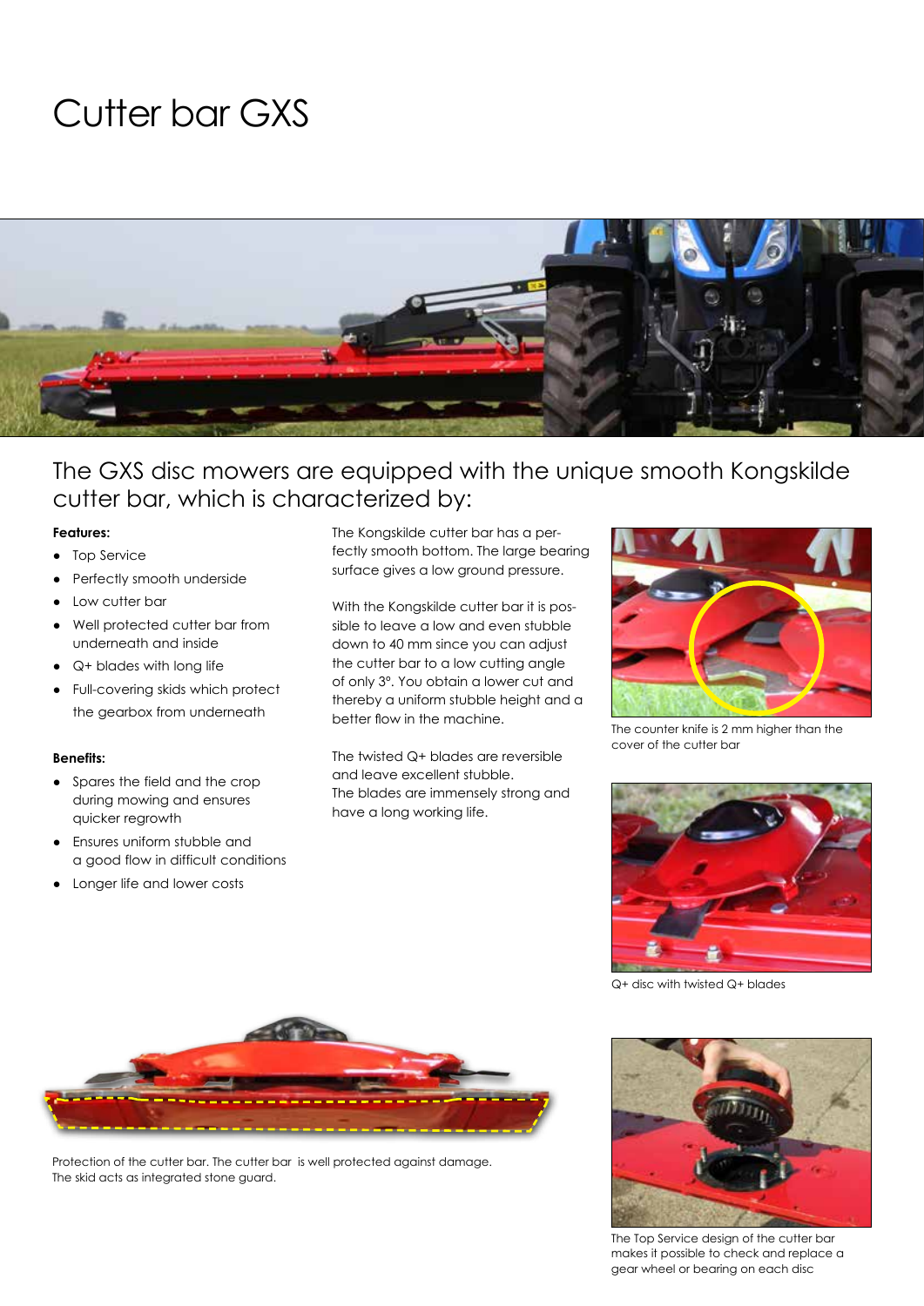# Cutter bar GXS

## The GXS disc mowers are equipped with the unique smooth Kongskilde cutter bar, which is characterized by:

**Features:**

- Top Service
- Perfectly smooth underside
- Low cutter bar
- Well protected cutter bar from underneath and inside
- Q+ blades with long life
- Full-covering skids which protect the gearbox from underneath

**Benefits:**

- Spares the field and the crop during mowing and ensures quicker regrowth
- Ensures uniform stubble and a good flow in difficult conditions
- Longer life and lower costs

The Kongskilde cutter bar has a perfectly smooth bottom. The large bearing surface gives a low ground pressure.

With the Kongskilde cutter bar it is possible to leave a low and even stubble down to 40 mm since you can adjust the cutter bar to a low cutting angle of only 3°. You obtain a lower cut and thereby a uniform stubble height and a better flow in the machine.

The twisted Q+ blades are reversible and leave excellent stubble.
The blades are immensely strong and have a long working life.

The counter knife is 2 mm higher than the cover of the cutter bar

Q+ disc with twisted Q+ blades

Protection of the cutter bar. The cutter bar is well protected against damage. The skid acts as integrated stone guard.

The Top Service design of the cutter bar makes it possible to check and replace a gear wheel or bearing on each disc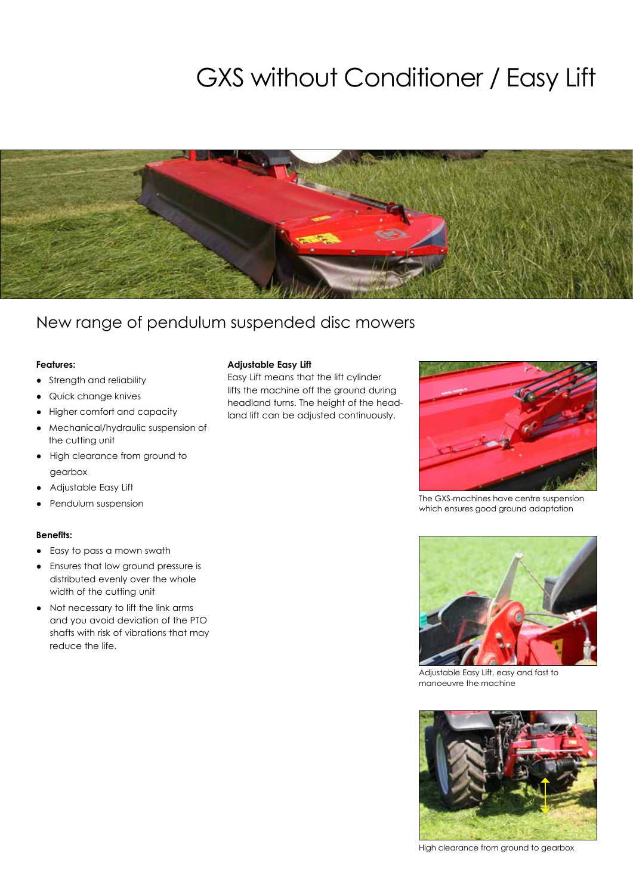# GXS without Conditioner / Easy Lift

## New range of pendulum suspended disc mowers

**Features:**

- Strength and reliability
- Quick change knives
- Higher comfort and capacity
- Mechanical/hydraulic suspension of the cutting unit
- High clearance from ground to gearbox
- Adjustable Easy Lift
- Pendulum suspension

**Benefits:**

- Easy to pass a mown swath
- Ensures that low ground pressure is distributed evenly over the whole width of the cutting unit
- Not necessary to lift the link arms and you avoid deviation of the PTO shafts with risk of vibrations that may reduce the life.

**Adjustable Easy Lift**

Easy Lift means that the lift cylinder lifts the machine off the ground during headland turns. The height of the headland lift can be adjusted continuously.

The GXS-machines have centre suspension which ensures good ground adaptation

Adjustable Easy Lift, easy and fast to manoeuvre the machine

High clearance from ground to gearbox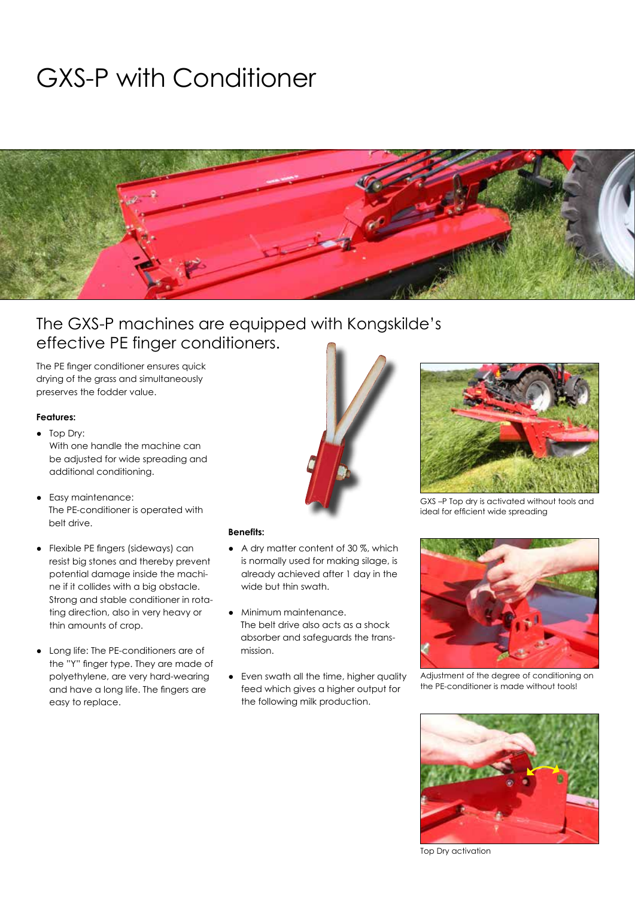# GXS-P with Conditioner

## The GXS-P machines are equipped with Kongskilde's effective PE finger conditioners.

The PE finger conditioner ensures quick drying of the grass and simultaneously preserves the fodder value.

**Features:**

- Top Dry:
  With one handle the machine can be adjusted for wide spreading and additional conditioning.
- Easy maintenance:
  The PE-conditioner is operated with belt drive.
- Flexible PE fingers (sideways) can resist big stones and thereby prevent potential damage inside the machine if it collides with a big obstacle. Strong and stable conditioner in rotating direction, also in very heavy or thin amounts of crop.
- Long life: The PE-conditioners are of the "Y" finger type. They are made of polyethylene, are very hard-wearing and have a long life. The fingers are easy to replace.

**Benefits:**

- A dry matter content of 30 %, which is normally used for making silage, is already achieved after 1 day in the wide but thin swath.
- Minimum maintenance.
  The belt drive also acts as a shock absorber and safeguards the transmission.
- Even swath all the time, higher quality feed which gives a higher output for the following milk production.

GXS –P Top dry is activated without tools and ideal for efficient wide spreading

Adjustment of the degree of conditioning on the PE-conditioner is made without tools!

Top Dry activation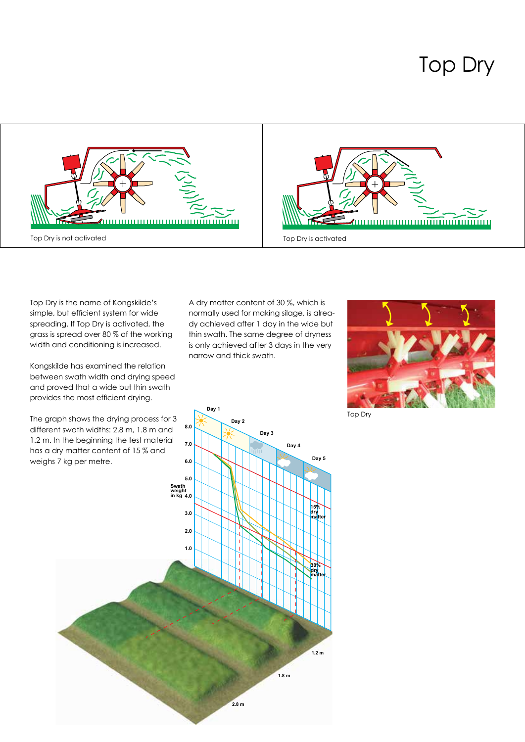# Top Dry

Top Dry is not activated

Top Dry is activated

Top Dry is the name of Kongskilde's simple, but efficient system for wide spreading. If Top Dry is activated, the grass is spread over 80 % of the working width and conditioning is increased.

Kongskilde has examined the relation between swath width and drying speed and proved that a wide but thin swath provides the most efficient drying.

The graph shows the drying process for 3 different swath widths: 2.8 m, 1.8 m and 1.2 m. In the beginning the test material has a dry matter content of 15 % and weighs 7 kg per metre.

A dry matter content of 30 %, which is normally used for making silage, is already achieved after 1 day in the wide but thin swath. The same degree of dryness is only achieved after 3 days in the very narrow and thick swath.

Top Dry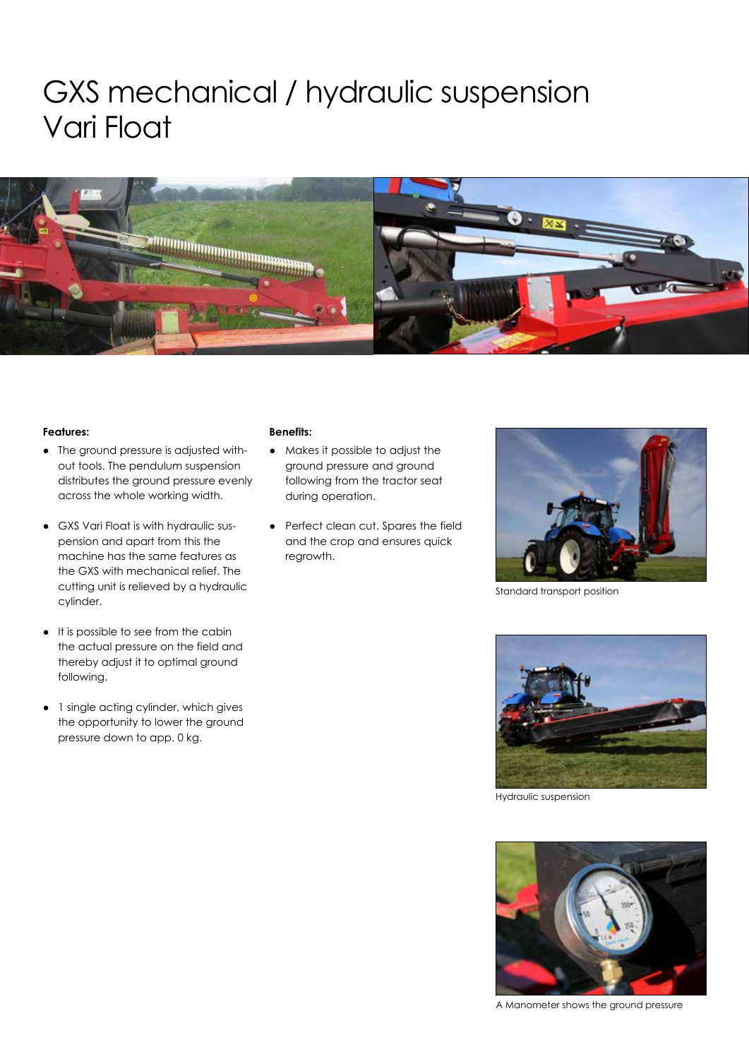# GXS mechanical / hydraulic suspension Vari Float

**Features:**

- The ground pressure is adjusted without tools. The pendulum suspension distributes the ground pressure evenly across the whole working width.
- GXS Vari Float is with hydraulic suspension and apart from this the machine has the same features as the GXS with mechanical relief. The cutting unit is relieved by a hydraulic cylinder.
- It is possible to see from the cabin the actual pressure on the field and thereby adjust it to optimal ground following.
- 1 single acting cylinder, which gives the opportunity to lower the ground pressure down to app. 0 kg.

**Benefits:**

- Makes it possible to adjust the ground pressure and ground following from the tractor seat during operation.
- Perfect clean cut. Spares the field and the crop and ensures quick regrowth.

Standard transport position

Hydraulic suspension

A Manometer shows the ground pressure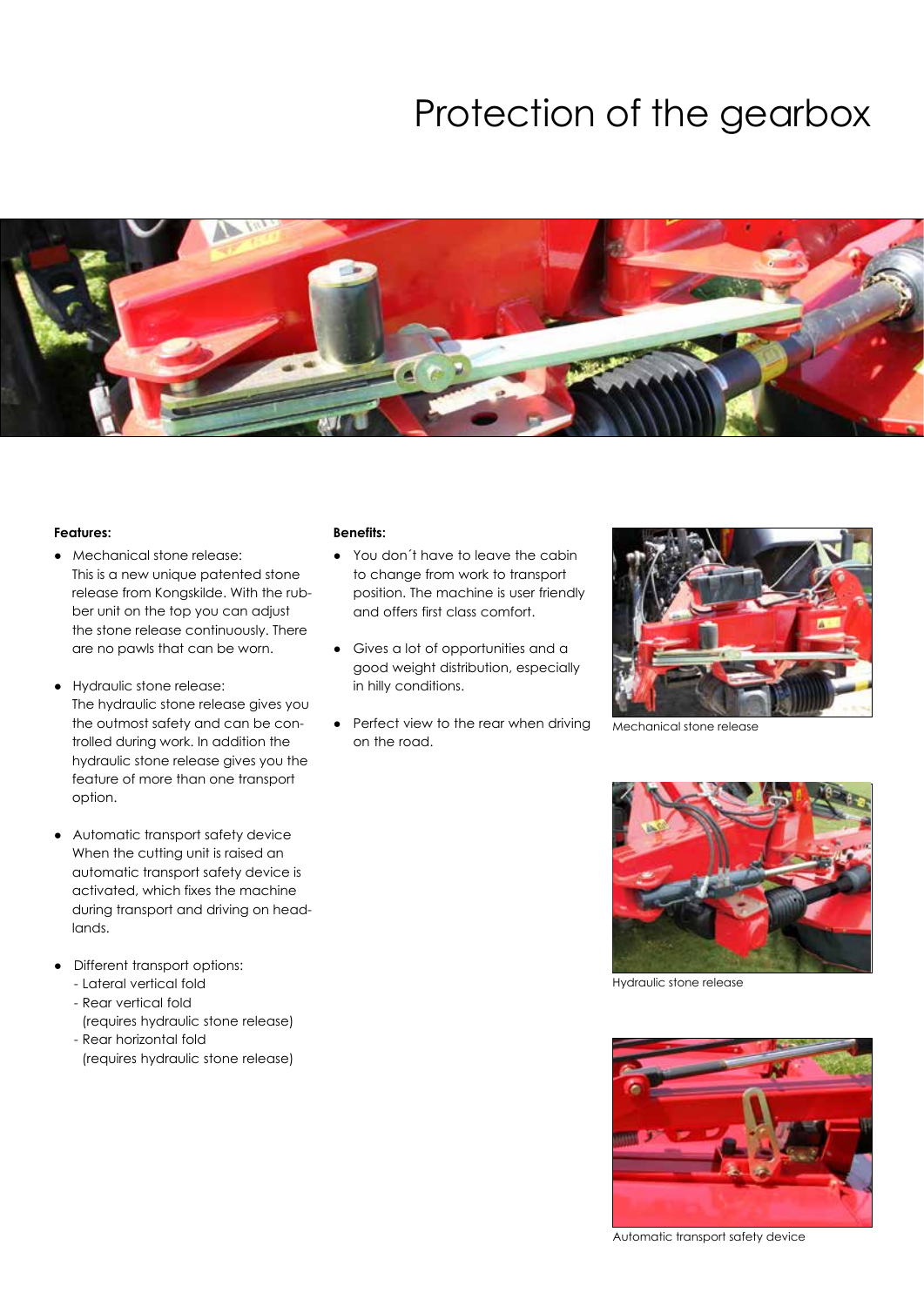# Protection of the gearbox

**Features:**

- Mechanical stone release:
  This is a new unique patented stone release from Kongskilde. With the rubber unit on the top you can adjust the stone release continuously. There are no pawls that can be worn.

- Hydraulic stone release:
  The hydraulic stone release gives you the outmost safety and can be controlled during work. In addition the hydraulic stone release gives you the feature of more than one transport option.

- Automatic transport safety device
  When the cutting unit is raised an automatic transport safety device is activated, which fixes the machine during transport and driving on headlands.

- Different transport options:
  - Lateral vertical fold
  - Rear vertical fold
    (requires hydraulic stone release)
  - Rear horizontal fold
    (requires hydraulic stone release)

**Benefits:**

- You don´t have to leave the cabin to change from work to transport position. The machine is user friendly and offers first class comfort.

- Gives a lot of opportunities and a good weight distribution, especially in hilly conditions.

- Perfect view to the rear when driving on the road.

Mechanical stone release

Hydraulic stone release

Automatic transport safety device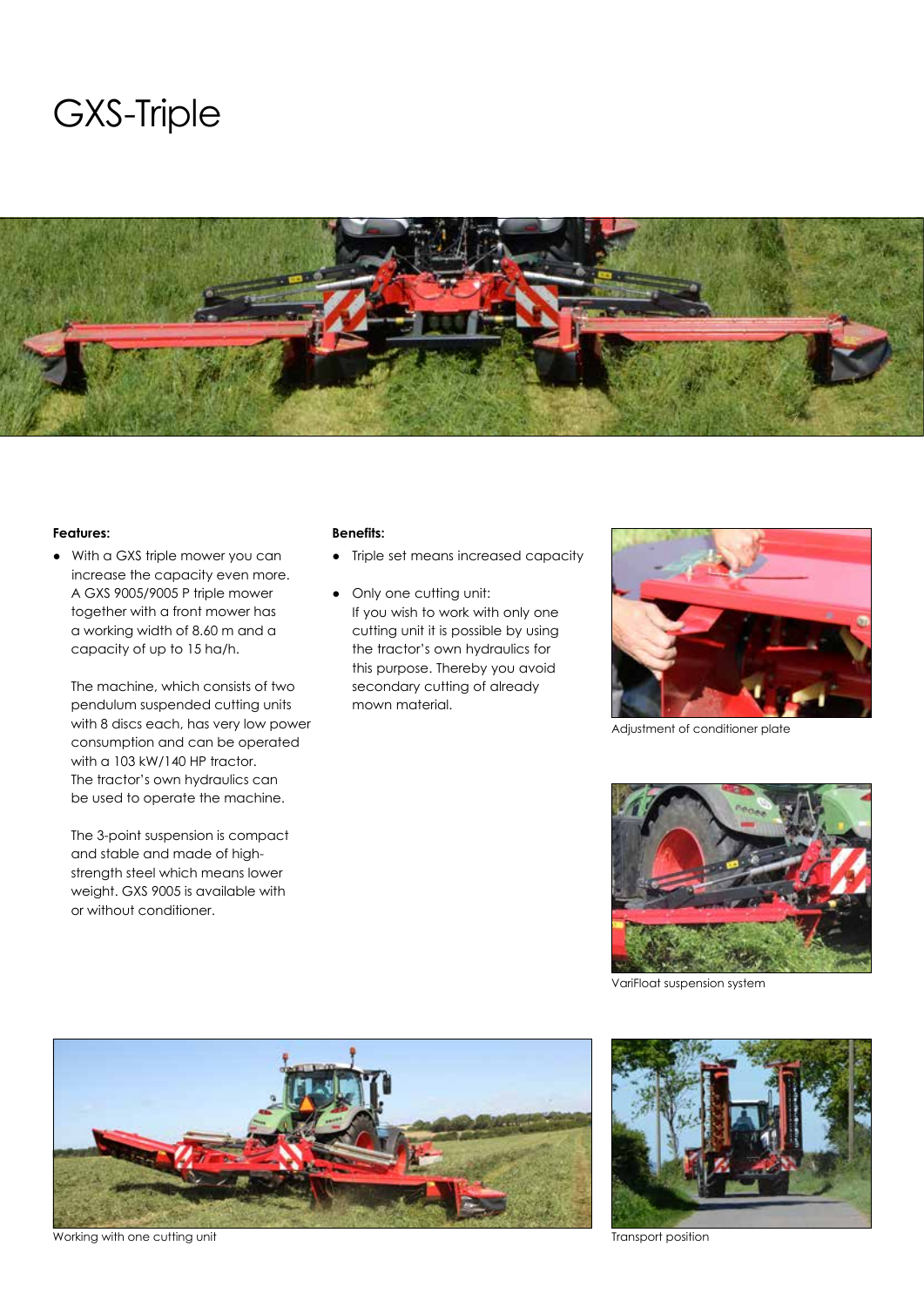# GXS-Triple

**Features:**

- With a GXS triple mower you can increase the capacity even more. A GXS 9005/9005 P triple mower together with a front mower has a working width of 8.60 m and a capacity of up to 15 ha/h.

  The machine, which consists of two pendulum suspended cutting units with 8 discs each, has very low power consumption and can be operated with a 103 kW/140 HP tractor. The tractor's own hydraulics can be used to operate the machine.

  The 3-point suspension is compact and stable and made of high-strength steel which means lower weight. GXS 9005 is available with or without conditioner.

**Benefits:**

- Triple set means increased capacity
- Only one cutting unit:
  If you wish to work with only one cutting unit it is possible by using the tractor's own hydraulics for this purpose. Thereby you avoid secondary cutting of already mown material.

Adjustment of conditioner plate

VariFloat suspension system

Working with one cutting unit

Transport position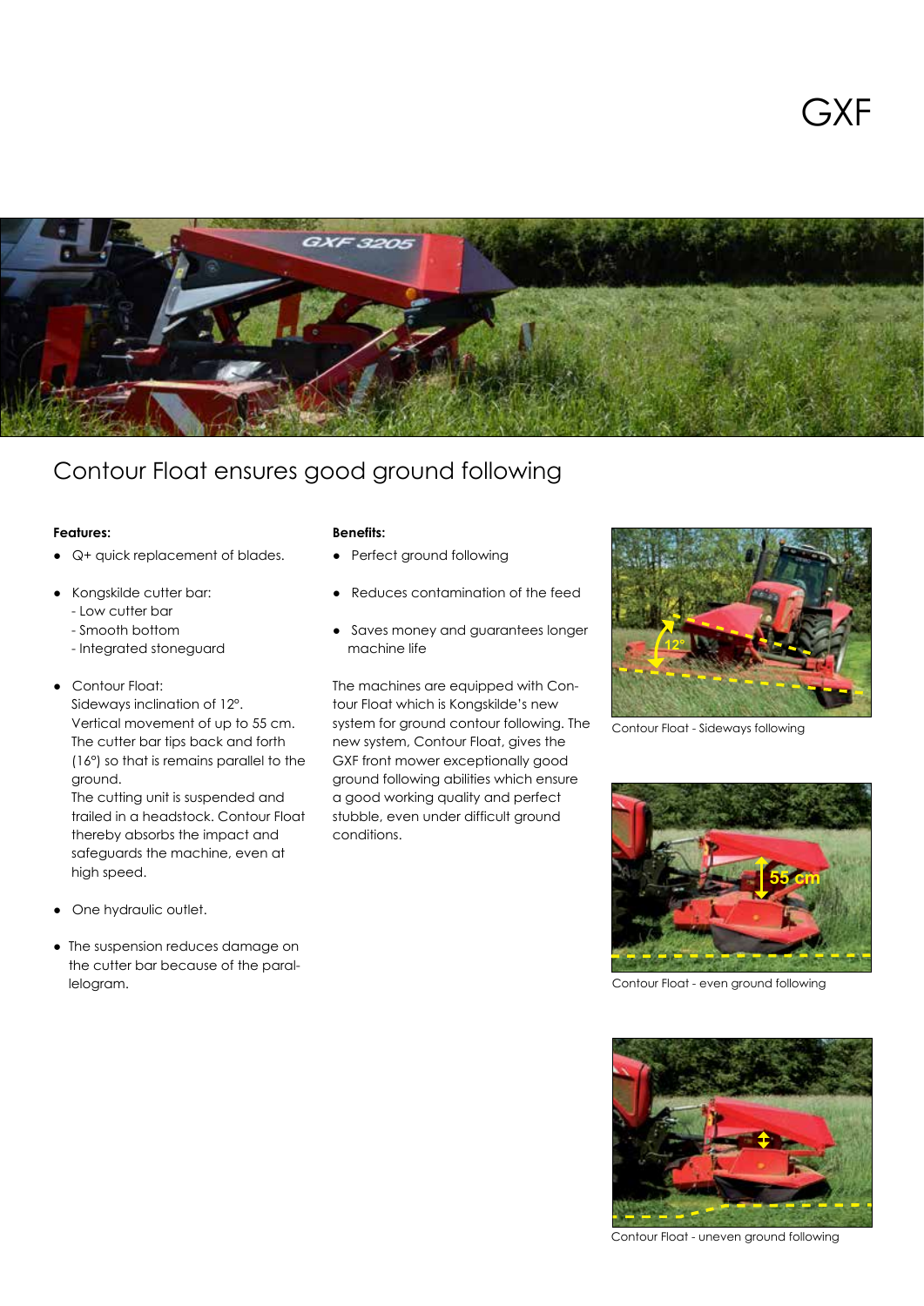# GXF

## Contour Float ensures good ground following

**Features:**

- Q+ quick replacement of blades.
- Kongskilde cutter bar:
  - Low cutter bar
  - Smooth bottom
  - Integrated stoneguard
- Contour Float:
  Sideways inclination of 12°.
  Vertical movement of up to 55 cm.
  The cutter bar tips back and forth (16°) so that is remains parallel to the ground.
  The cutting unit is suspended and trailed in a headstock. Contour Float thereby absorbs the impact and safeguards the machine, even at high speed.
- One hydraulic outlet.
- The suspension reduces damage on the cutter bar because of the parallelogram.

**Benefits:**

- Perfect ground following
- Reduces contamination of the feed
- Saves money and guarantees longer machine life

The machines are equipped with Contour Float which is Kongskilde's new system for ground contour following. The new system, Contour Float, gives the GXF front mower exceptionally good ground following abilities which ensure a good working quality and perfect stubble, even under difficult ground conditions.

Contour Float - Sideways following

Contour Float - even ground following

Contour Float - uneven ground following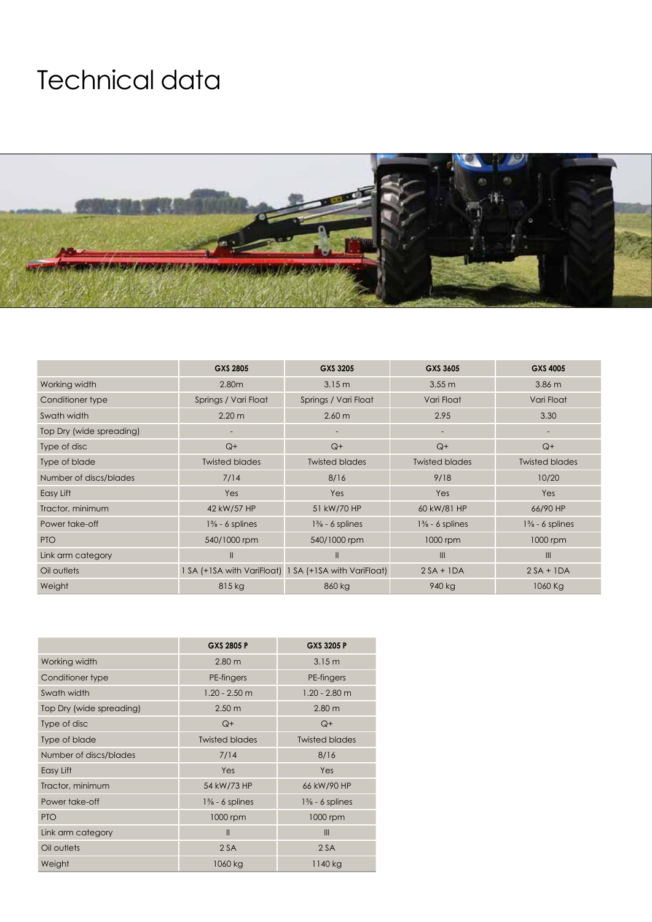# Technical data

| | GXS 2805 | GXS 3205 | GXS 3605 | GXS 4005 |
|---|---|---|---|---|
| Working width | 2.80m | 3.15 m | 3.55 m | 3.86 m |
| Conditioner type | Springs / Vari Float | Springs / Vari Float | Vari Float | Vari Float |
| Swath width | 2.20 m | 2.60 m | 2.95 | 3.30 |
| Top Dry (wide spreading) | - | - | - | - |
| Type of disc | Q+ | Q+ | Q+ | Q+ |
| Type of blade | Twisted blades | Twisted blades | Twisted blades | Twisted blades |
| Number of discs/blades | 7/14 | 8/16 | 9/18 | 10/20 |
| Easy Lift | Yes | Yes | Yes | Yes |
| Tractor, minimum | 42 kW/57 HP | 51 kW/70 HP | 60 kW/81 HP | 66/90 HP |
| Power take-off | 1⅜ - 6 splines | 1⅜ - 6 splines | 1⅜ - 6 splines | 1⅜ - 6 splines |
| PTO | 540/1000 rpm | 540/1000 rpm | 1000 rpm | 1000 rpm |
| Link arm category | II | II | III | III |
| Oil outlets | 1 SA (+1SA with VariFloat) | 1 SA (+1SA with VariFloat) | 2 SA + 1DA | 2 SA + 1DA |
| Weight | 815 kg | 860 kg | 940 kg | 1060 Kg |

| | GXS 2805 P | GXS 3205 P |
|---|---|---|
| Working width | 2.80 m | 3.15 m |
| Conditioner type | PE-fingers | PE-fingers |
| Swath width | 1.20 - 2.50 m | 1.20 - 2.80 m |
| Top Dry (wide spreading) | 2.50 m | 2.80 m |
| Type of disc | Q+ | Q+ |
| Type of blade | Twisted blades | Twisted blades |
| Number of discs/blades | 7/14 | 8/16 |
| Easy Lift | Yes | Yes |
| Tractor, minimum | 54 kW/73 HP | 66 kW/90 HP |
| Power take-off | 1⅜ - 6 splines | 1⅜ - 6 splines |
| PTO | 1000 rpm | 1000 rpm |
| Link arm category | II | III |
| Oil outlets | 2 SA | 2 SA |
| Weight | 1060 kg | 1140 kg |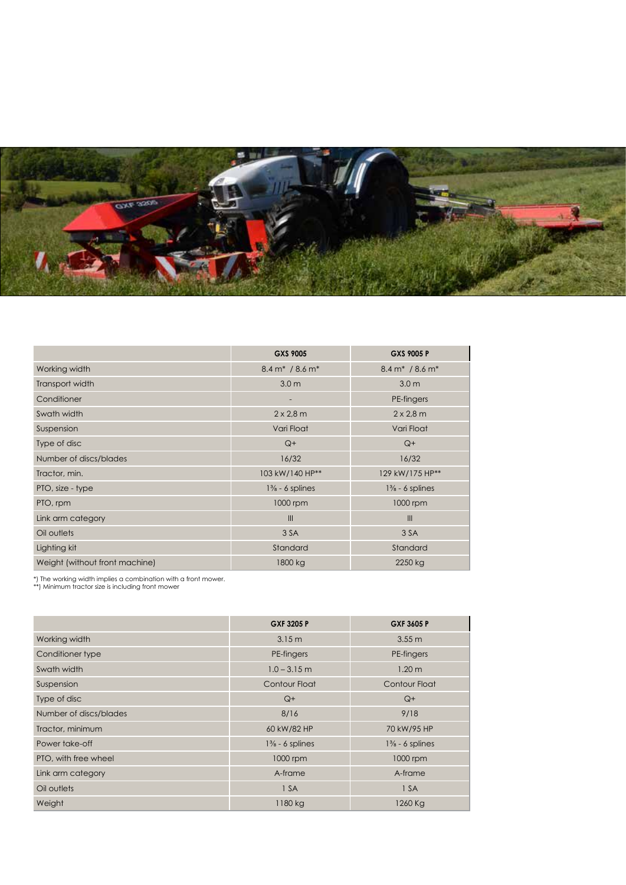| | GXS 9005 | GXS 9005 P |
|---|---|---|
| Working width | 8.4 m* / 8.6 m* | 8.4 m* / 8.6 m* |
| Transport width | 3.0 m | 3.0 m |
| Conditioner | - | PE-fingers |
| Swath width | 2 x 2,8 m | 2 x 2,8 m |
| Suspension | Vari Float | Vari Float |
| Type of disc | Q+ | Q+ |
| Number of discs/blades | 16/32 | 16/32 |
| Tractor, min. | 103 kW/140 HP** | 129 kW/175 HP** |
| PTO, size - type | 1⅜ - 6 splines | 1⅜ - 6 splines |
| PTO, rpm | 1000 rpm | 1000 rpm |
| Link arm category | III | III |
| Oil outlets | 3 SA | 3 SA |
| Lighting kit | Standard | Standard |
| Weight (without front machine) | 1800 kg | 2250 kg |

*) The working width implies a combination with a front mower.
**) Minimum tractor size is including front mower

| | GXF 3205 P | GXF 3605 P |
|---|---|---|
| Working width | 3.15 m | 3.55 m |
| Conditioner type | PE-fingers | PE-fingers |
| Swath width | 1.0 – 3.15 m | 1.20 m |
| Suspension | Contour Float | Contour Float |
| Type of disc | Q+ | Q+ |
| Number of discs/blades | 8/16 | 9/18 |
| Tractor, minimum | 60 kW/82 HP | 70 kW/95 HP |
| Power take-off | 1⅜ - 6 splines | 1⅜ - 6 splines |
| PTO, with free wheel | 1000 rpm | 1000 rpm |
| Link arm category | A-frame | A-frame |
| Oil outlets | 1 SA | 1 SA |
| Weight | 1180 kg | 1260 Kg |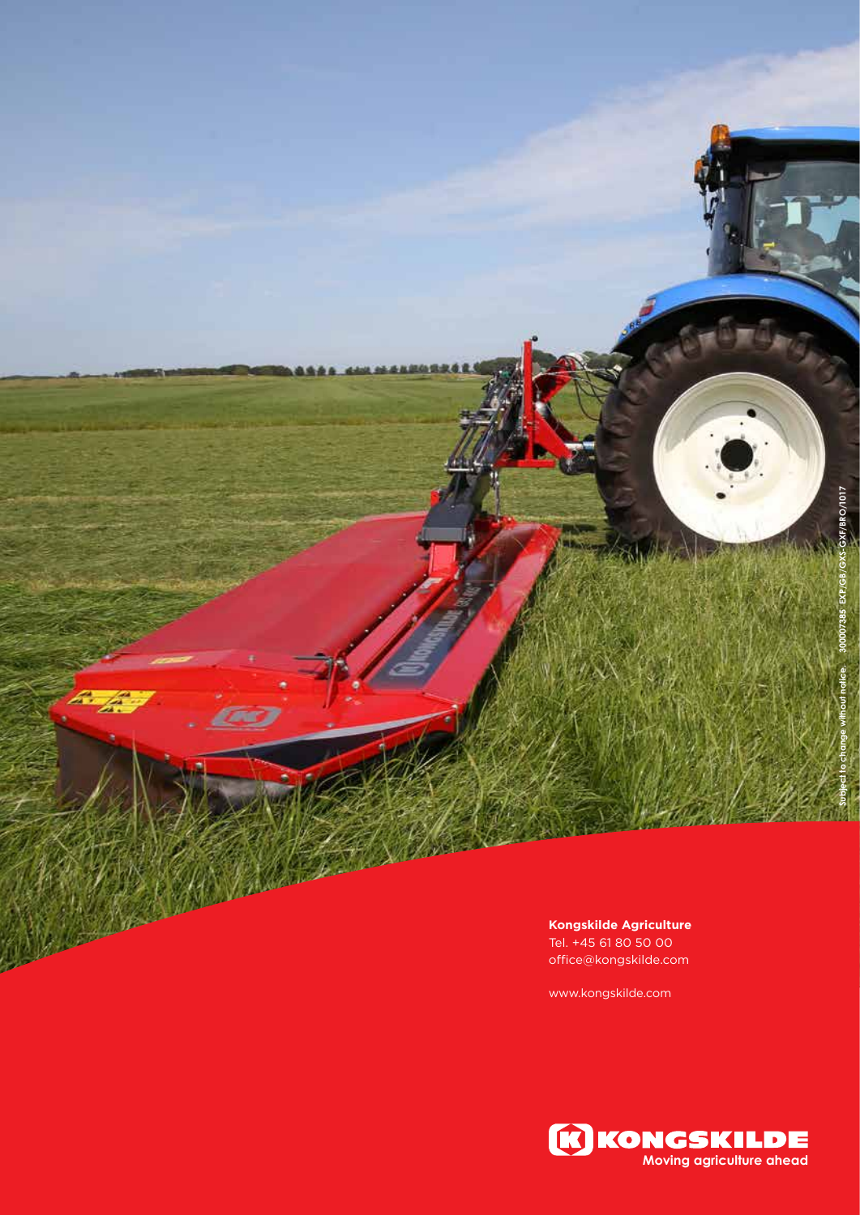**Kongskilde Agriculture**
Tel. +45 61 80 50 00
office@kongskilde.com

www.kongskilde.com

Subject to change without notice. 300007385 EXP/GB/GXS-GXF/BRO/1017

KONGSKILDE
Moving agriculture ahead